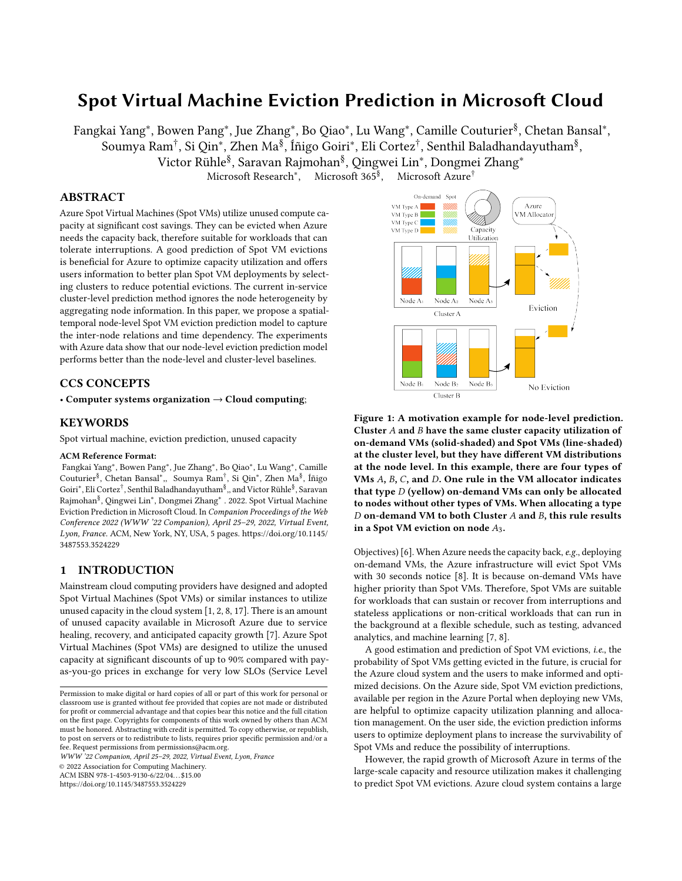# Spot Virtual Machine Eviction Prediction in Microsoft Cloud

Fangkai Yang*, Bowen Pang*, Jue Zhang*, Bo Qiao*, Lu Wang*, Camille Couturier§, Chetan Bansal*, Soumya Ram†, Si Qin*, Zhen Ma§, Íñigo Goiri*, Eli Cortez†, Senthil Baladhandayutham§, Victor Rühle§, Saravan Rajmohan§, Qingwei Lin*, Dongmei Zhang*

Microsoft Research*, Microsoft 365§, Microsoft Azure†

## ABSTRACT

Azure Spot Virtual Machines (Spot VMs) utilize unused compute capacity at significant cost savings. They can be evicted when Azure needs the capacity back, therefore suitable for workloads that can tolerate interruptions. A good prediction of Spot VM evictions is beneficial for Azure to optimize capacity utilization and offers users information to better plan Spot VM deployments by selecting clusters to reduce potential evictions. The current in-service cluster-level prediction method ignores the node heterogeneity by aggregating node information. In this paper, we propose a spatial-temporal node-level Spot VM eviction prediction model to capture the inter-node relations and time dependency. The experiments with Azure data show that our node-level eviction prediction model performs better than the node-level and cluster-level baselines.

## CCS CONCEPTS

• **Computer systems organization → Cloud computing**;

## KEYWORDS

Spot virtual machine, eviction prediction, unused capacity

**ACM Reference Format:**

Fangkai Yang*, Bowen Pang*, Jue Zhang*, Bo Qiao*, Lu Wang*, Camille Couturier§, Chetan Bansal*,, Soumya Ram†, Si Qin*, Zhen Ma§, Íñigo Goiri*, Eli Cortez†, Senthil Baladhandayutham§,, and Victor Rühle§, Saravan Rajmohan§, Qingwei Lin*, Dongmei Zhang* . 2022. Spot Virtual Machine Eviction Prediction in Microsoft Cloud. In *Companion Proceedings of the Web Conference 2022 (WWW '22 Companion), April 25–29, 2022, Virtual Event, Lyon, France.* ACM, New York, NY, USA, 5 pages. https://doi.org/10.1145/3487553.3524229

## 1 INTRODUCTION

Mainstream cloud computing providers have designed and adopted Spot Virtual Machines (Spot VMs) or similar instances to utilize unused capacity in the cloud system [1, 2, 8, 17]. There is an amount of unused capacity available in Microsoft Azure due to service healing, recovery, and anticipated capacity growth [7]. Azure Spot Virtual Machines (Spot VMs) are designed to utilize the unused capacity at significant discounts of up to 90% compared with pay-as-you-go prices in exchange for very low SLOs (Service Level Objectives) [6]. When Azure needs the capacity back, *e.g.*, deploying on-demand VMs, the Azure infrastructure will evict Spot VMs with 30 seconds notice [8]. It is because on-demand VMs have higher priority than Spot VMs. Therefore, Spot VMs are suitable for workloads that can sustain or recover from interruptions and stateless applications or non-critical workloads that can run in the background at a flexible schedule, such as testing, advanced analytics, and machine learning [7, 8].

**Figure 1: A motivation example for node-level prediction. Cluster $A$ and $B$ have the same cluster capacity utilization of on-demand VMs (solid-shaded) and Spot VMs (line-shaded) at the cluster level, but they have different VM distributions at the node level. In this example, there are four types of VMs $A$, $B$, $C$, and $D$. One rule in the VM allocator indicates that type $D$ (yellow) on-demand VMs can only be allocated to nodes without other types of VMs. When allocating a type $D$ on-demand VM to both Cluster $A$ and $B$, this rule results in a Spot VM eviction on node $A_3$.**

A good estimation and prediction of Spot VM evictions, *i.e.*, the probability of Spot VMs getting evicted in the future, is crucial for the Azure cloud system and the users to make informed and optimized decisions. On the Azure side, Spot VM eviction predictions, available per region in the Azure Portal when deploying new VMs, are helpful to optimize capacity utilization planning and allocation management. On the user side, the eviction prediction informs users to optimize deployment plans to increase the survivability of Spot VMs and reduce the possibility of interruptions.

However, the rapid growth of Microsoft Azure in terms of the large-scale capacity and resource utilization makes it challenging to predict Spot VM evictions. Azure cloud system contains a large

Permission to make digital or hard copies of all or part of this work for personal or classroom use is granted without fee provided that copies are not made or distributed for profit or commercial advantage and that copies bear this notice and the full citation on the first page. Copyrights for components of this work owned by others than ACM must be honored. Abstracting with credit is permitted. To copy otherwise, or republish, to post on servers or to redistribute to lists, requires prior specific permission and/or a fee. Request permissions from permissions@acm.org.

*WWW '22 Companion, April 25–29, 2022, Virtual Event, Lyon, France*

© 2022 Association for Computing Machinery.

ACM ISBN 978-1-4503-9130-6/22/04...$15.00

https://doi.org/10.1145/3487553.3524229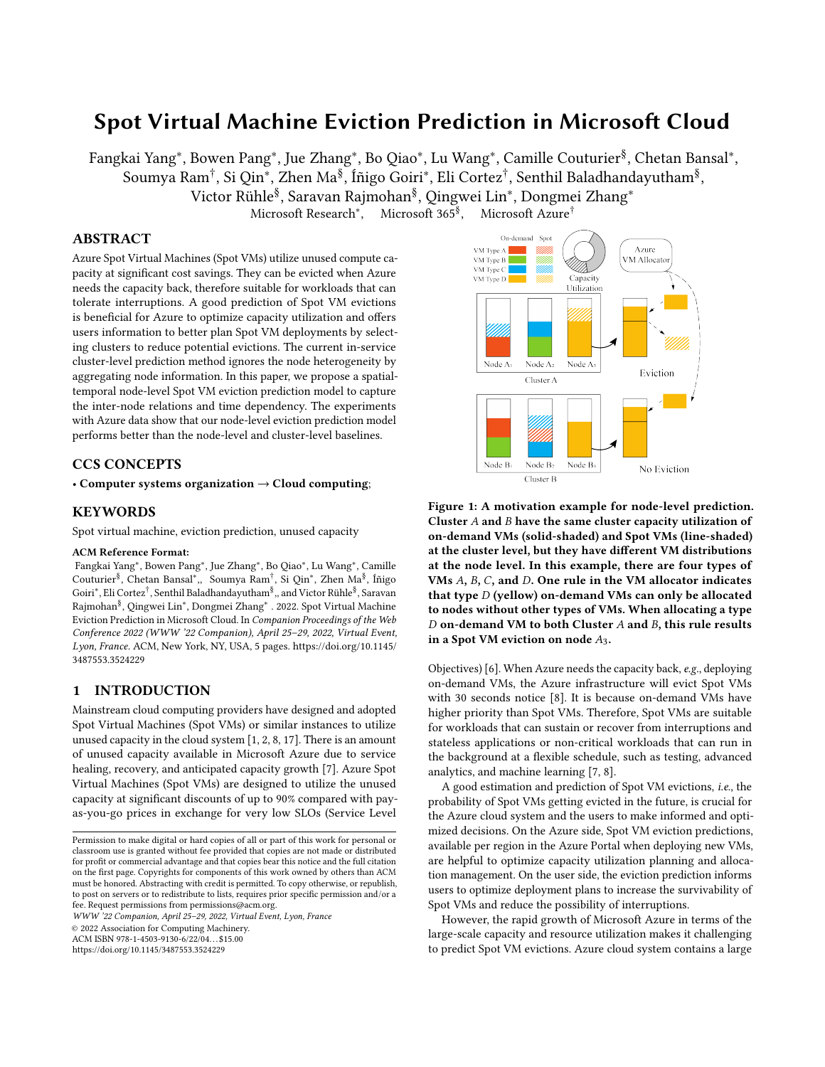# Spot Virtual Machine Eviction Prediction in Microsoft Cloud

Fangkai Yang*, Bowen Pang*, Jue Zhang*, Bo Qiao*, Lu Wang*, Camille Couturier§, Chetan Bansal*, Soumya Ram†, Si Qin*, Zhen Ma§, Íñigo Goiri*, Eli Cortez†, Senthil Baladhandayutham§, Victor Rühle§, Saravan Rajmohan§, Qingwei Lin*, Dongmei Zhang*

Microsoft Research*, Microsoft 365§, Microsoft Azure†

## ABSTRACT

Azure Spot Virtual Machines (Spot VMs) utilize unused compute capacity at significant cost savings. They can be evicted when Azure needs the capacity back, therefore suitable for workloads that can tolerate interruptions. A good prediction of Spot VM evictions is beneficial for Azure to optimize capacity utilization and offers users information to better plan Spot VM deployments by selecting clusters to reduce potential evictions. The current in-service cluster-level prediction method ignores the node heterogeneity by aggregating node information. In this paper, we propose a spatial-temporal node-level Spot VM eviction prediction model to capture the inter-node relations and time dependency. The experiments with Azure data show that our node-level eviction prediction model performs better than the node-level and cluster-level baselines.

## CCS CONCEPTS

• **Computer systems organization → Cloud computing**;

## KEYWORDS

Spot virtual machine, eviction prediction, unused capacity

**ACM Reference Format:**

Fangkai Yang*, Bowen Pang*, Jue Zhang*, Bo Qiao*, Lu Wang*, Camille Couturier§, Chetan Bansal*,, Soumya Ram†, Si Qin*, Zhen Ma§, Íñigo Goiri*, Eli Cortez†, Senthil Baladhandayutham§,, and Victor Rühle§, Saravan Rajmohan§, Qingwei Lin*, Dongmei Zhang* . 2022. Spot Virtual Machine Eviction Prediction in Microsoft Cloud. In *Companion Proceedings of the Web Conference 2022 (WWW '22 Companion), April 25–29, 2022, Virtual Event, Lyon, France.* ACM, New York, NY, USA, 5 pages. https://doi.org/10.1145/3487553.3524229

## 1 INTRODUCTION

Mainstream cloud computing providers have designed and adopted Spot Virtual Machines (Spot VMs) or similar instances to utilize unused capacity in the cloud system [1, 2, 8, 17]. There is an amount of unused capacity available in Microsoft Azure due to service healing, recovery, and anticipated capacity growth [7]. Azure Spot Virtual Machines (Spot VMs) are designed to utilize the unused capacity at significant discounts of up to 90% compared with pay-as-you-go prices in exchange for very low SLOs (Service Level Objectives) [6]. When Azure needs the capacity back, *e.g.*, deploying on-demand VMs, the Azure infrastructure will evict Spot VMs with 30 seconds notice [8]. It is because on-demand VMs have higher priority than Spot VMs. Therefore, Spot VMs are suitable for workloads that can sustain or recover from interruptions and stateless applications or non-critical workloads that can run in the background at a flexible schedule, such as testing, advanced analytics, and machine learning [7, 8].

**Figure 1: A motivation example for node-level prediction. Cluster $A$ and $B$ have the same cluster capacity utilization of on-demand VMs (solid-shaded) and Spot VMs (line-shaded) at the cluster level, but they have different VM distributions at the node level. In this example, there are four types of VMs $A$, $B$, $C$, and $D$. One rule in the VM allocator indicates that type $D$ (yellow) on-demand VMs can only be allocated to nodes without other types of VMs. When allocating a type $D$ on-demand VM to both Cluster $A$ and $B$, this rule results in a Spot VM eviction on node $A_3$.**

A good estimation and prediction of Spot VM evictions, *i.e.*, the probability of Spot VMs getting evicted in the future, is crucial for the Azure cloud system and the users to make informed and optimized decisions. On the Azure side, Spot VM eviction predictions, available per region in the Azure Portal when deploying new VMs, are helpful to optimize capacity utilization planning and allocation management. On the user side, the eviction prediction informs users to optimize deployment plans to increase the survivability of Spot VMs and reduce the possibility of interruptions.

However, the rapid growth of Microsoft Azure in terms of the large-scale capacity and resource utilization makes it challenging to predict Spot VM evictions. Azure cloud system contains a large

Permission to make digital or hard copies of all or part of this work for personal or classroom use is granted without fee provided that copies are not made or distributed for profit or commercial advantage and that copies bear this notice and the full citation on the first page. Copyrights for components of this work owned by others than ACM must be honored. Abstracting with credit is permitted. To copy otherwise, or republish, to post on servers or to redistribute to lists, requires prior specific permission and/or a fee. Request permissions from permissions@acm.org.

*WWW '22 Companion, April 25–29, 2022, Virtual Event, Lyon, France*

© 2022 Association for Computing Machinery.

ACM ISBN 978-1-4503-9130-6/22/04...$15.00

https://doi.org/10.1145/3487553.3524229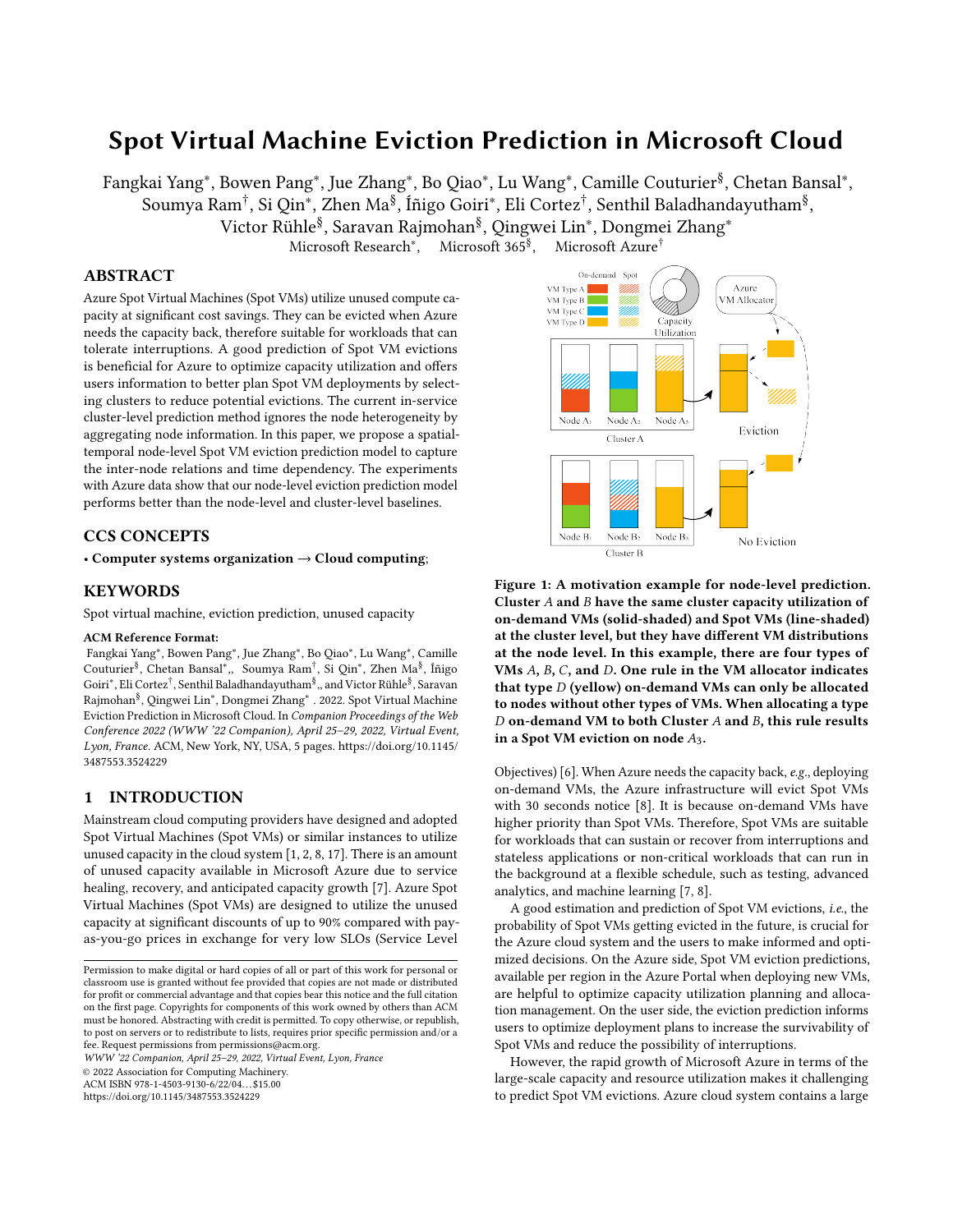# Spot Virtual Machine Eviction Prediction in Microsoft Cloud

Fangkai Yang*, Bowen Pang*, Jue Zhang*, Bo Qiao*, Lu Wang*, Camille Couturier§, Chetan Bansal*, Soumya Ram†, Si Qin*, Zhen Ma§, Íñigo Goiri*, Eli Cortez†, Senthil Baladhandayutham§, Victor Rühle§, Saravan Rajmohan§, Qingwei Lin*, Dongmei Zhang*

Microsoft Research*, Microsoft 365§, Microsoft Azure†

## ABSTRACT

Azure Spot Virtual Machines (Spot VMs) utilize unused compute capacity at significant cost savings. They can be evicted when Azure needs the capacity back, therefore suitable for workloads that can tolerate interruptions. A good prediction of Spot VM evictions is beneficial for Azure to optimize capacity utilization and offers users information to better plan Spot VM deployments by selecting clusters to reduce potential evictions. The current in-service cluster-level prediction method ignores the node heterogeneity by aggregating node information. In this paper, we propose a spatial-temporal node-level Spot VM eviction prediction model to capture the inter-node relations and time dependency. The experiments with Azure data show that our node-level eviction prediction model performs better than the node-level and cluster-level baselines.

## CCS CONCEPTS

• **Computer systems organization → Cloud computing**;

## KEYWORDS

Spot virtual machine, eviction prediction, unused capacity

**ACM Reference Format:**

Fangkai Yang*, Bowen Pang*, Jue Zhang*, Bo Qiao*, Lu Wang*, Camille Couturier§, Chetan Bansal*,, Soumya Ram†, Si Qin*, Zhen Ma§, Íñigo Goiri*, Eli Cortez†, Senthil Baladhandayutham§,, and Victor Rühle§, Saravan Rajmohan§, Qingwei Lin*, Dongmei Zhang* . 2022. Spot Virtual Machine Eviction Prediction in Microsoft Cloud. In *Companion Proceedings of the Web Conference 2022 (WWW '22 Companion), April 25–29, 2022, Virtual Event, Lyon, France.* ACM, New York, NY, USA, 5 pages. https://doi.org/10.1145/3487553.3524229

## 1 INTRODUCTION

Mainstream cloud computing providers have designed and adopted Spot Virtual Machines (Spot VMs) or similar instances to utilize unused capacity in the cloud system [1, 2, 8, 17]. There is an amount of unused capacity available in Microsoft Azure due to service healing, recovery, and anticipated capacity growth [7]. Azure Spot Virtual Machines (Spot VMs) are designed to utilize the unused capacity at significant discounts of up to 90% compared with pay-as-you-go prices in exchange for very low SLOs (Service Level Objectives) [6]. When Azure needs the capacity back, *e.g.*, deploying on-demand VMs, the Azure infrastructure will evict Spot VMs with 30 seconds notice [8]. It is because on-demand VMs have higher priority than Spot VMs. Therefore, Spot VMs are suitable for workloads that can sustain or recover from interruptions and stateless applications or non-critical workloads that can run in the background at a flexible schedule, such as testing, advanced analytics, and machine learning [7, 8].

**Figure 1: A motivation example for node-level prediction. Cluster $A$ and $B$ have the same cluster capacity utilization of on-demand VMs (solid-shaded) and Spot VMs (line-shaded) at the cluster level, but they have different VM distributions at the node level. In this example, there are four types of VMs $A$, $B$, $C$, and $D$. One rule in the VM allocator indicates that type $D$ (yellow) on-demand VMs can only be allocated to nodes without other types of VMs. When allocating a type $D$ on-demand VM to both Cluster $A$ and $B$, this rule results in a Spot VM eviction on node $A_3$.**

A good estimation and prediction of Spot VM evictions, *i.e.*, the probability of Spot VMs getting evicted in the future, is crucial for the Azure cloud system and the users to make informed and optimized decisions. On the Azure side, Spot VM eviction predictions, available per region in the Azure Portal when deploying new VMs, are helpful to optimize capacity utilization planning and allocation management. On the user side, the eviction prediction informs users to optimize deployment plans to increase the survivability of Spot VMs and reduce the possibility of interruptions.

However, the rapid growth of Microsoft Azure in terms of the large-scale capacity and resource utilization makes it challenging to predict Spot VM evictions. Azure cloud system contains a large

Permission to make digital or hard copies of all or part of this work for personal or classroom use is granted without fee provided that copies are not made or distributed for profit or commercial advantage and that copies bear this notice and the full citation on the first page. Copyrights for components of this work owned by others than ACM must be honored. Abstracting with credit is permitted. To copy otherwise, or republish, to post on servers or to redistribute to lists, requires prior specific permission and/or a fee. Request permissions from permissions@acm.org.
*WWW '22 Companion, April 25–29, 2022, Virtual Event, Lyon, France*
© 2022 Association for Computing Machinery.
ACM ISBN 978-1-4503-9130-6/22/04…$15.00
https://doi.org/10.1145/3487553.3524229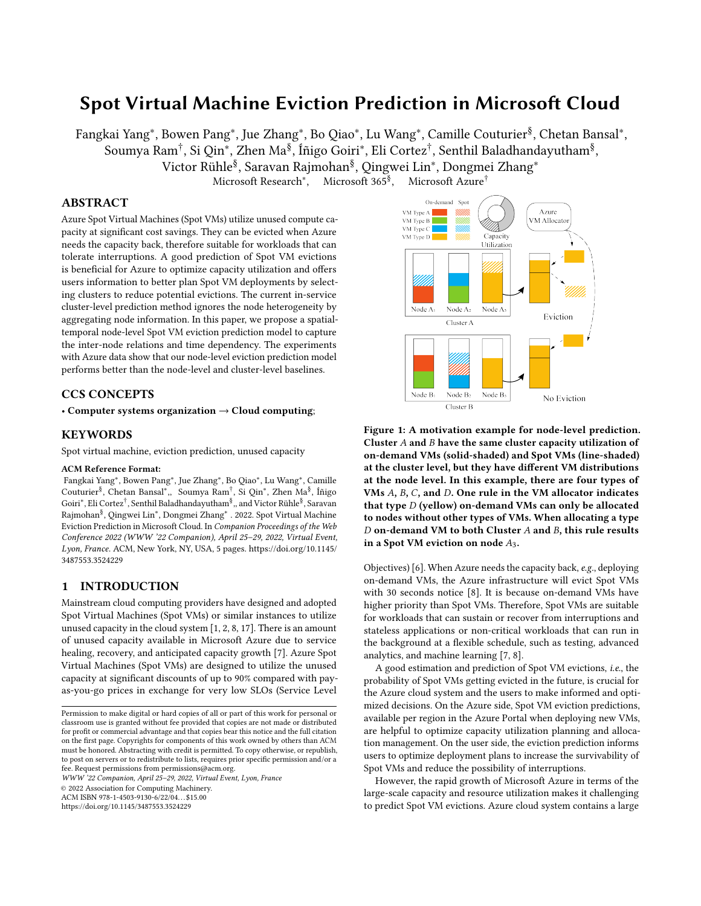# Spot Virtual Machine Eviction Prediction in Microsoft Cloud

Fangkai Yang*, Bowen Pang*, Jue Zhang*, Bo Qiao*, Lu Wang*, Camille Couturier§, Chetan Bansal*, Soumya Ram†, Si Qin*, Zhen Ma§, Íñigo Goiri*, Eli Cortez†, Senthil Baladhandayutham§, Victor Rühle§, Saravan Rajmohan§, Qingwei Lin*, Dongmei Zhang*

Microsoft Research*, Microsoft 365§, Microsoft Azure†

## ABSTRACT

Azure Spot Virtual Machines (Spot VMs) utilize unused compute capacity at significant cost savings. They can be evicted when Azure needs the capacity back, therefore suitable for workloads that can tolerate interruptions. A good prediction of Spot VM evictions is beneficial for Azure to optimize capacity utilization and offers users information to better plan Spot VM deployments by selecting clusters to reduce potential evictions. The current in-service cluster-level prediction method ignores the node heterogeneity by aggregating node information. In this paper, we propose a spatial-temporal node-level Spot VM eviction prediction model to capture the inter-node relations and time dependency. The experiments with Azure data show that our node-level eviction prediction model performs better than the node-level and cluster-level baselines.

## CCS CONCEPTS

• **Computer systems organization** → **Cloud computing**;

## KEYWORDS

Spot virtual machine, eviction prediction, unused capacity

**ACM Reference Format:**

Fangkai Yang*, Bowen Pang*, Jue Zhang*, Bo Qiao*, Lu Wang*, Camille Couturier§, Chetan Bansal*,, Soumya Ram†, Si Qin*, Zhen Ma§, Íñigo Goiri*, Eli Cortez†, Senthil Baladhandayutham§,, and Victor Rühle§, Saravan Rajmohan§, Qingwei Lin*, Dongmei Zhang* . 2022. Spot Virtual Machine Eviction Prediction in Microsoft Cloud. In *Companion Proceedings of the Web Conference 2022 (WWW '22 Companion), April 25–29, 2022, Virtual Event, Lyon, France.* ACM, New York, NY, USA, 5 pages. https://doi.org/10.1145/3487553.3524229

## 1 INTRODUCTION

Mainstream cloud computing providers have designed and adopted Spot Virtual Machines (Spot VMs) or similar instances to utilize unused capacity in the cloud system [1, 2, 8, 17]. There is an amount of unused capacity available in Microsoft Azure due to service healing, recovery, and anticipated capacity growth [7]. Azure Spot Virtual Machines (Spot VMs) are designed to utilize the unused capacity at significant discounts of up to 90% compared with pay-as-you-go prices in exchange for very low SLOs (Service Level Objectives) [6]. When Azure needs the capacity back, *e.g.*, deploying on-demand VMs, the Azure infrastructure will evict Spot VMs with 30 seconds notice [8]. It is because on-demand VMs have higher priority than Spot VMs. Therefore, Spot VMs are suitable for workloads that can sustain or recover from interruptions and stateless applications or non-critical workloads that can run in the background at a flexible schedule, such as testing, advanced analytics, and machine learning [7, 8].

**Figure 1: A motivation example for node-level prediction. Cluster $A$ and $B$ have the same cluster capacity utilization of on-demand VMs (solid-shaded) and Spot VMs (line-shaded) at the cluster level, but they have different VM distributions at the node level. In this example, there are four types of VMs $A$, $B$, $C$, and $D$. One rule in the VM allocator indicates that type $D$ (yellow) on-demand VMs can only be allocated to nodes without other types of VMs. When allocating a type $D$ on-demand VM to both Cluster $A$ and $B$, this rule results in a Spot VM eviction on node $A_3$.**

A good estimation and prediction of Spot VM evictions, *i.e.*, the probability of Spot VMs getting evicted in the future, is crucial for the Azure cloud system and the users to make informed and optimized decisions. On the Azure side, Spot VM eviction predictions, available per region in the Azure Portal when deploying new VMs, are helpful to optimize capacity utilization planning and allocation management. On the user side, the eviction prediction informs users to optimize deployment plans to increase the survivability of Spot VMs and reduce the possibility of interruptions.

However, the rapid growth of Microsoft Azure in terms of the large-scale capacity and resource utilization makes it challenging to predict Spot VM evictions. Azure cloud system contains a large

Permission to make digital or hard copies of all or part of this work for personal or classroom use is granted without fee provided that copies are not made or distributed for profit or commercial advantage and that copies bear this notice and the full citation on the first page. Copyrights for components of this work owned by others than ACM must be honored. Abstracting with credit is permitted. To copy otherwise, or republish, to post on servers or to redistribute to lists, requires prior specific permission and/or a fee. Request permissions from permissions@acm.org.

*WWW '22 Companion, April 25–29, 2022, Virtual Event, Lyon, France*

© 2022 Association for Computing Machinery.

ACM ISBN 978-1-4503-9130-6/22/04…$15.00

https://doi.org/10.1145/3487553.3524229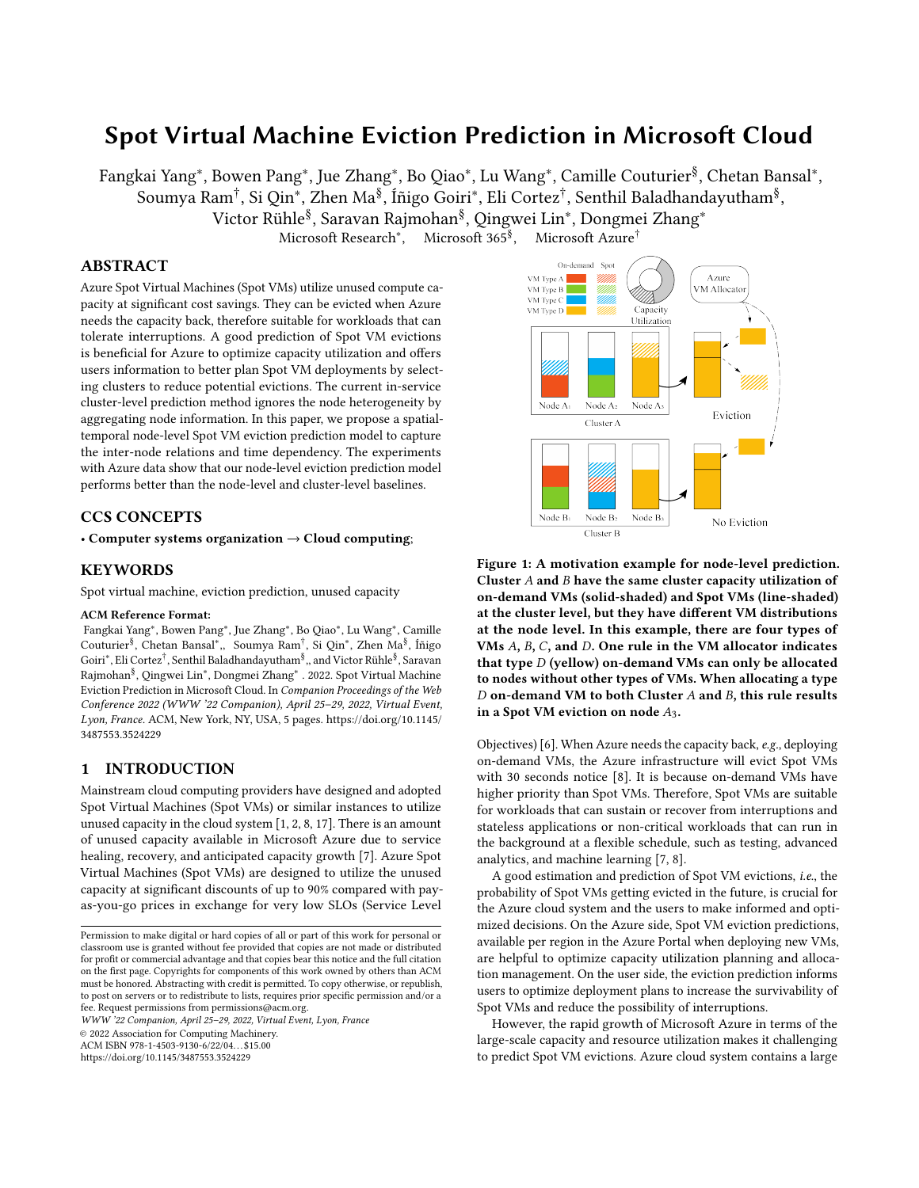# Spot Virtual Machine Eviction Prediction in Microsoft Cloud

Fangkai Yang*, Bowen Pang*, Jue Zhang*, Bo Qiao*, Lu Wang*, Camille Couturier§, Chetan Bansal*, Soumya Ram†, Si Qin*, Zhen Ma§, Íñigo Goiri*, Eli Cortez†, Senthil Baladhandayutham§, Victor Rühle§, Saravan Rajmohan§, Qingwei Lin*, Dongmei Zhang*

Microsoft Research*, Microsoft 365§, Microsoft Azure†

## ABSTRACT

Azure Spot Virtual Machines (Spot VMs) utilize unused compute capacity at significant cost savings. They can be evicted when Azure needs the capacity back, therefore suitable for workloads that can tolerate interruptions. A good prediction of Spot VM evictions is beneficial for Azure to optimize capacity utilization and offers users information to better plan Spot VM deployments by selecting clusters to reduce potential evictions. The current in-service cluster-level prediction method ignores the node heterogeneity by aggregating node information. In this paper, we propose a spatial-temporal node-level Spot VM eviction prediction model to capture the inter-node relations and time dependency. The experiments with Azure data show that our node-level eviction prediction model performs better than the node-level and cluster-level baselines.

## CCS CONCEPTS

• **Computer systems organization → Cloud computing**;

## KEYWORDS

Spot virtual machine, eviction prediction, unused capacity

**ACM Reference Format:**

Fangkai Yang*, Bowen Pang*, Jue Zhang*, Bo Qiao*, Lu Wang*, Camille Couturier§, Chetan Bansal*,, Soumya Ram†, Si Qin*, Zhen Ma§, Íñigo Goiri*, Eli Cortez†, Senthil Baladhandayutham§,, and Victor Rühle§, Saravan Rajmohan§, Qingwei Lin*, Dongmei Zhang* . 2022. Spot Virtual Machine Eviction Prediction in Microsoft Cloud. In *Companion Proceedings of the Web Conference 2022 (WWW '22 Companion), April 25–29, 2022, Virtual Event, Lyon, France.* ACM, New York, NY, USA, 5 pages. https://doi.org/10.1145/3487553.3524229

## 1 INTRODUCTION

Mainstream cloud computing providers have designed and adopted Spot Virtual Machines (Spot VMs) or similar instances to utilize unused capacity in the cloud system [1, 2, 8, 17]. There is an amount of unused capacity available in Microsoft Azure due to service healing, recovery, and anticipated capacity growth [7]. Azure Spot Virtual Machines (Spot VMs) are designed to utilize the unused capacity at significant discounts of up to 90% compared with pay-as-you-go prices in exchange for very low SLOs (Service Level Objectives) [6]. When Azure needs the capacity back, *e.g.*, deploying on-demand VMs, the Azure infrastructure will evict Spot VMs with 30 seconds notice [8]. It is because on-demand VMs have higher priority than Spot VMs. Therefore, Spot VMs are suitable for workloads that can sustain or recover from interruptions and stateless applications or non-critical workloads that can run in the background at a flexible schedule, such as testing, advanced analytics, and machine learning [7, 8].

A good estimation and prediction of Spot VM evictions, *i.e.*, the probability of Spot VMs getting evicted in the future, is crucial for the Azure cloud system and the users to make informed and optimized decisions. On the Azure side, Spot VM eviction predictions, available per region in the Azure Portal when deploying new VMs, are helpful to optimize capacity utilization planning and allocation management. On the user side, the eviction prediction informs users to optimize deployment plans to increase the survivability of Spot VMs and reduce the possibility of interruptions.

However, the rapid growth of Microsoft Azure in terms of the large-scale capacity and resource utilization makes it challenging to predict Spot VM evictions. Azure cloud system contains a large

On-demand Spot
VM Type A
VM Type B
VM Type C
VM Type D
Capacity Utilization
Azure VM Allocator
Node $A_1$ Node $A_2$ Node $A_3$
Cluster A
Eviction
Node $B_1$ Node $B_2$ Node $B_3$
Cluster B
No Eviction

**Figure 1: A motivation example for node-level prediction. Cluster $A$ and $B$ have the same cluster capacity utilization of on-demand VMs (solid-shaded) and Spot VMs (line-shaded) at the cluster level, but they have different VM distributions at the node level. In this example, there are four types of VMs $A$, $B$, $C$, and $D$. One rule in the VM allocator indicates that type $D$ (yellow) on-demand VMs can only be allocated to nodes without other types of VMs. When allocating a type $D$ on-demand VM to both Cluster $A$ and $B$, this rule results in a Spot VM eviction on node $A_3$.**

Permission to make digital or hard copies of all or part of this work for personal or classroom use is granted without fee provided that copies are not made or distributed for profit or commercial advantage and that copies bear this notice and the full citation on the first page. Copyrights for components of this work owned by others than ACM must be honored. Abstracting with credit is permitted. To copy otherwise, or republish, to post on servers or to redistribute to lists, requires prior specific permission and/or a fee. Request permissions from permissions@acm.org.

*WWW '22 Companion, April 25–29, 2022, Virtual Event, Lyon, France*

© 2022 Association for Computing Machinery.

ACM ISBN 978-1-4503-9130-6/22/04...$15.00

https://doi.org/10.1145/3487553.3524229